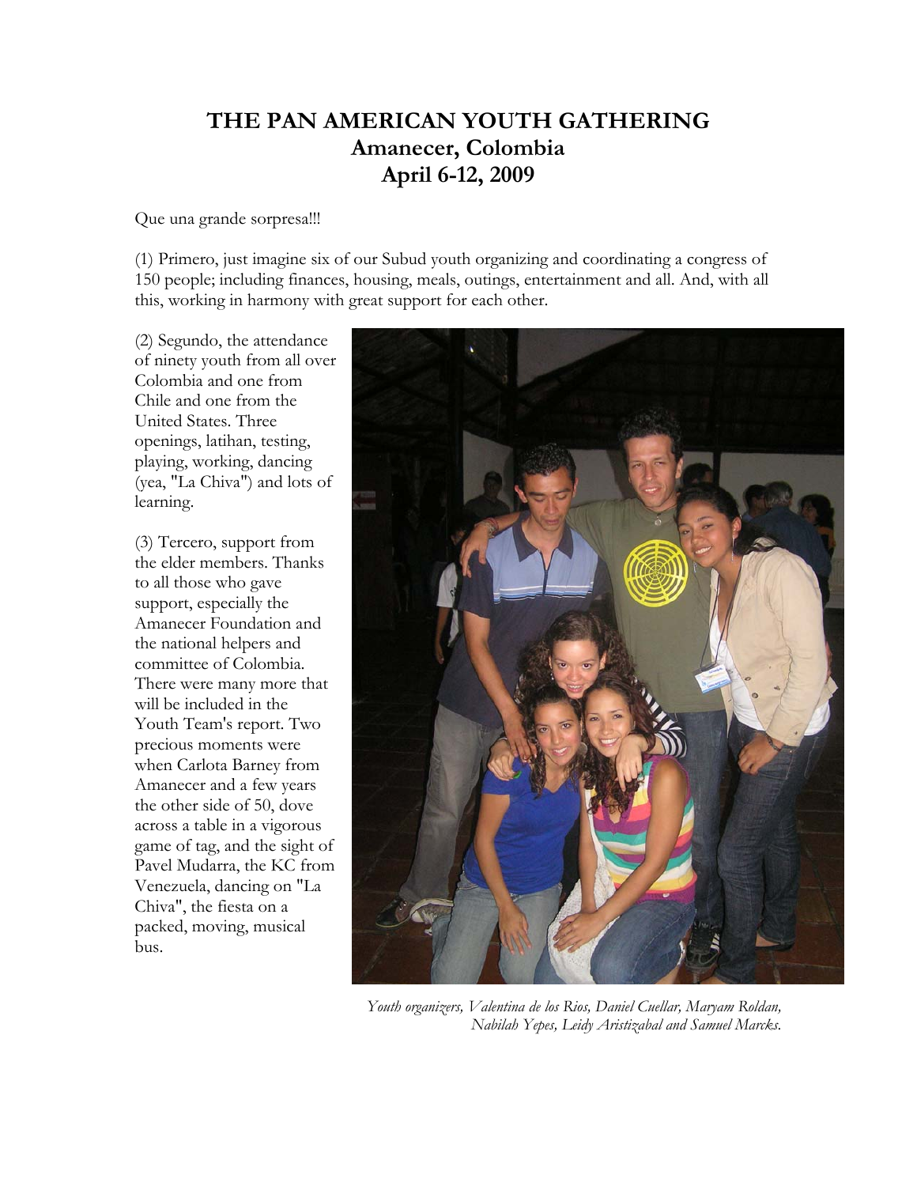# THE PAN AMERICAN YOUTH GATHERING
## Amanecer, Colombia
## April 6-12, 2009

Que una grande sorpresa!!!

(1) Primero, just imagine six of our Subud youth organizing and coordinating a congress of 150 people; including finances, housing, meals, outings, entertainment and all. And, with all this, working in harmony with great support for each other.

(2) Segundo, the attendance of ninety youth from all over Colombia and one from Chile and one from the United States. Three openings, latihan, testing, playing, working, dancing (yea, "La Chiva") and lots of learning.

(3) Tercero, support from the elder members. Thanks to all those who gave support, especially the Amanecer Foundation and the national helpers and committee of Colombia. There were many more that will be included in the Youth Team's report. Two precious moments were when Carlota Barney from Amanecer and a few years the other side of 50, dove across a table in a vigorous game of tag, and the sight of Pavel Mudarra, the KC from Venezuela, dancing on "La Chiva", the fiesta on a packed, moving, musical bus.

*Youth organizers, Valentina de los Rios, Daniel Cuellar, Maryam Roldan, Nabilah Yepes, Leidy Aristizabal and Samuel Marcks.*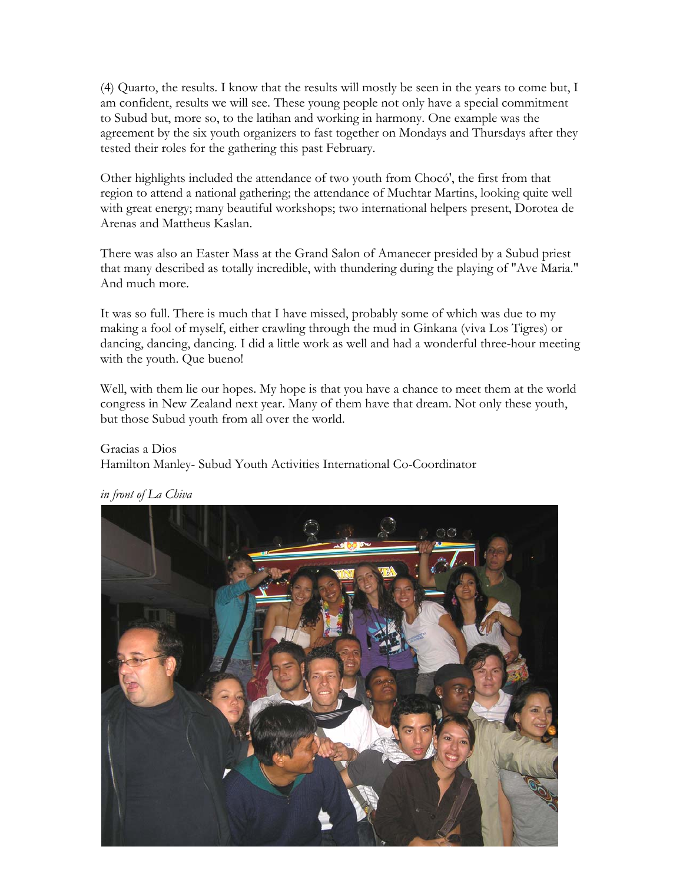(4) Quarto, the results. I know that the results will mostly be seen in the years to come but, I am confident, results we will see. These young people not only have a special commitment to Subud but, more so, to the latihan and working in harmony. One example was the agreement by the six youth organizers to fast together on Mondays and Thursdays after they tested their roles for the gathering this past February.

Other highlights included the attendance of two youth from Chocó', the first from that region to attend a national gathering; the attendance of Muchtar Martins, looking quite well with great energy; many beautiful workshops; two international helpers present, Dorotea de Arenas and Mattheus Kaslan.

There was also an Easter Mass at the Grand Salon of Amanecer presided by a Subud priest that many described as totally incredible, with thundering during the playing of "Ave Maria." And much more.

It was so full. There is much that I have missed, probably some of which was due to my making a fool of myself, either crawling through the mud in Ginkana (viva Los Tigres) or dancing, dancing, dancing. I did a little work as well and had a wonderful three-hour meeting with the youth. Que bueno!

Well, with them lie our hopes. My hope is that you have a chance to meet them at the world congress in New Zealand next year. Many of them have that dream. Not only these youth, but those Subud youth from all over the world.

Gracias a Dios
Hamilton Manley- Subud Youth Activities International Co-Coordinator

*in front of La Chiva*